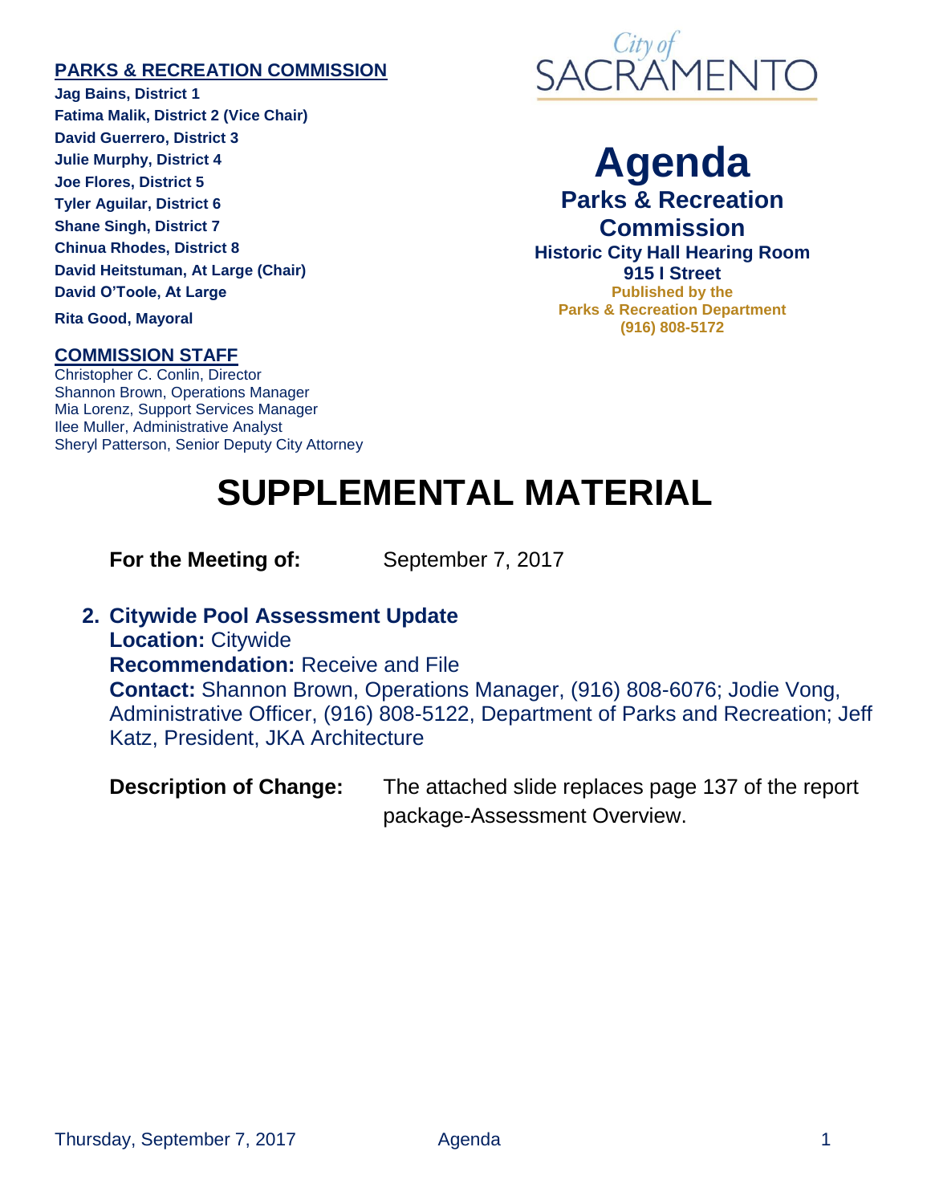**PARKS & RECREATION COMMISSION**

**Jag Bains, District 1**
**Fatima Malik, District 2 (Vice Chair)**
**David Guerrero, District 3**
**Julie Murphy, District 4**
**Joe Flores, District 5**
**Tyler Aguilar, District 6**
**Shane Singh, District 7**
**Chinua Rhodes, District 8**
**David Heitstuman, At Large (Chair)**
**David O'Toole, At Large**
**Rita Good, Mayoral**

**COMMISSION STAFF**

Christopher C. Conlin, Director
Shannon Brown, Operations Manager
Mia Lorenz, Support Services Manager
Ilee Muller, Administrative Analyst
Sheryl Patterson, Senior Deputy City Attorney

City of SACRAMENTO

# Agenda

## Parks & Recreation Commission

**Historic City Hall Hearing Room**
**915 I Street**
**Published by the**
**Parks & Recreation Department**
**(916) 808-5172**

# SUPPLEMENTAL MATERIAL

**For the Meeting of:** September 7, 2017

**2. Citywide Pool Assessment Update**
**Location:** Citywide
**Recommendation:** Receive and File
**Contact:** Shannon Brown, Operations Manager, (916) 808-6076; Jodie Vong, Administrative Officer, (916) 808-5122, Department of Parks and Recreation; Jeff Katz, President, JKA Architecture

**Description of Change:** The attached slide replaces page 137 of the report package-Assessment Overview.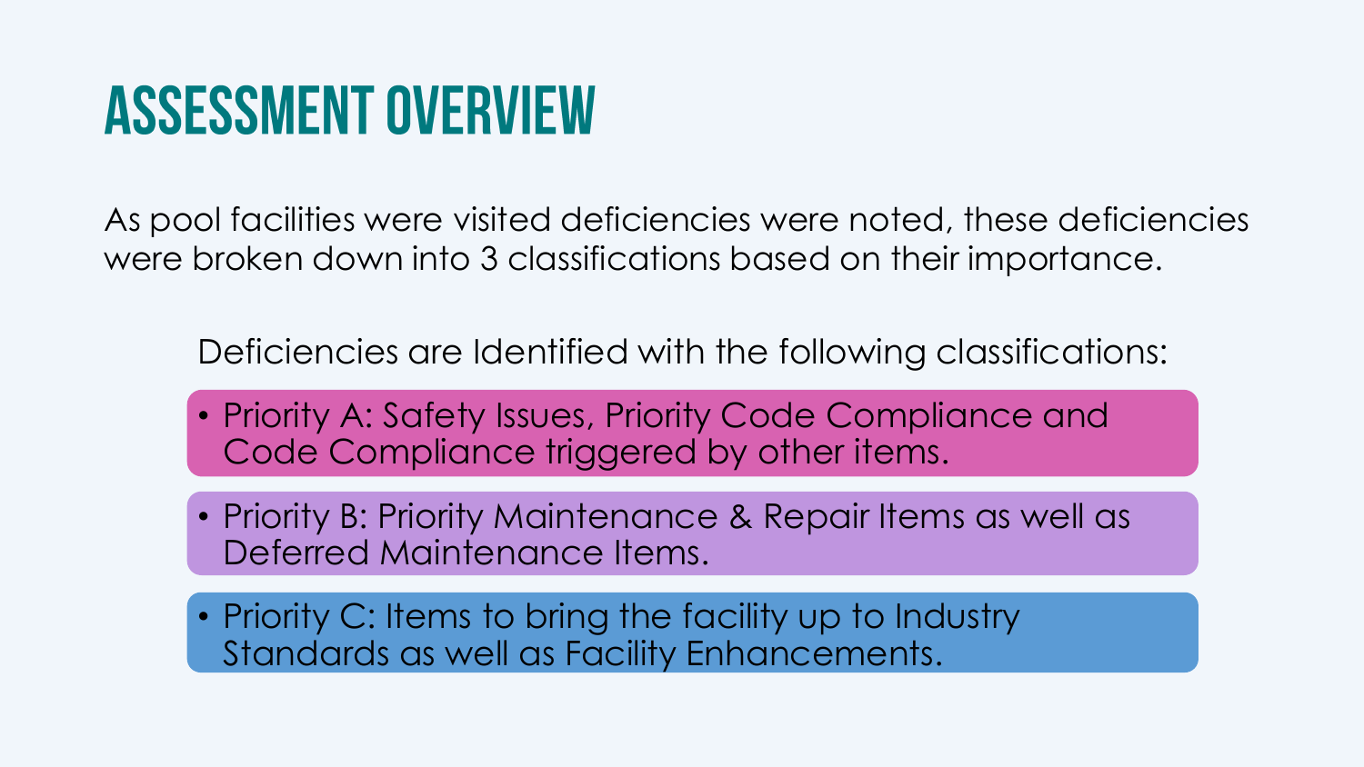# ASSESSMENT OVERVIEW

As pool facilities were visited deficiencies were noted, these deficiencies were broken down into 3 classifications based on their importance.

Deficiencies are Identified with the following classifications:

- Priority A: Safety Issues, Priority Code Compliance and Code Compliance triggered by other items.
- Priority B: Priority Maintenance & Repair Items as well as Deferred Maintenance Items.
- Priority C: Items to bring the facility up to Industry Standards as well as Facility Enhancements.